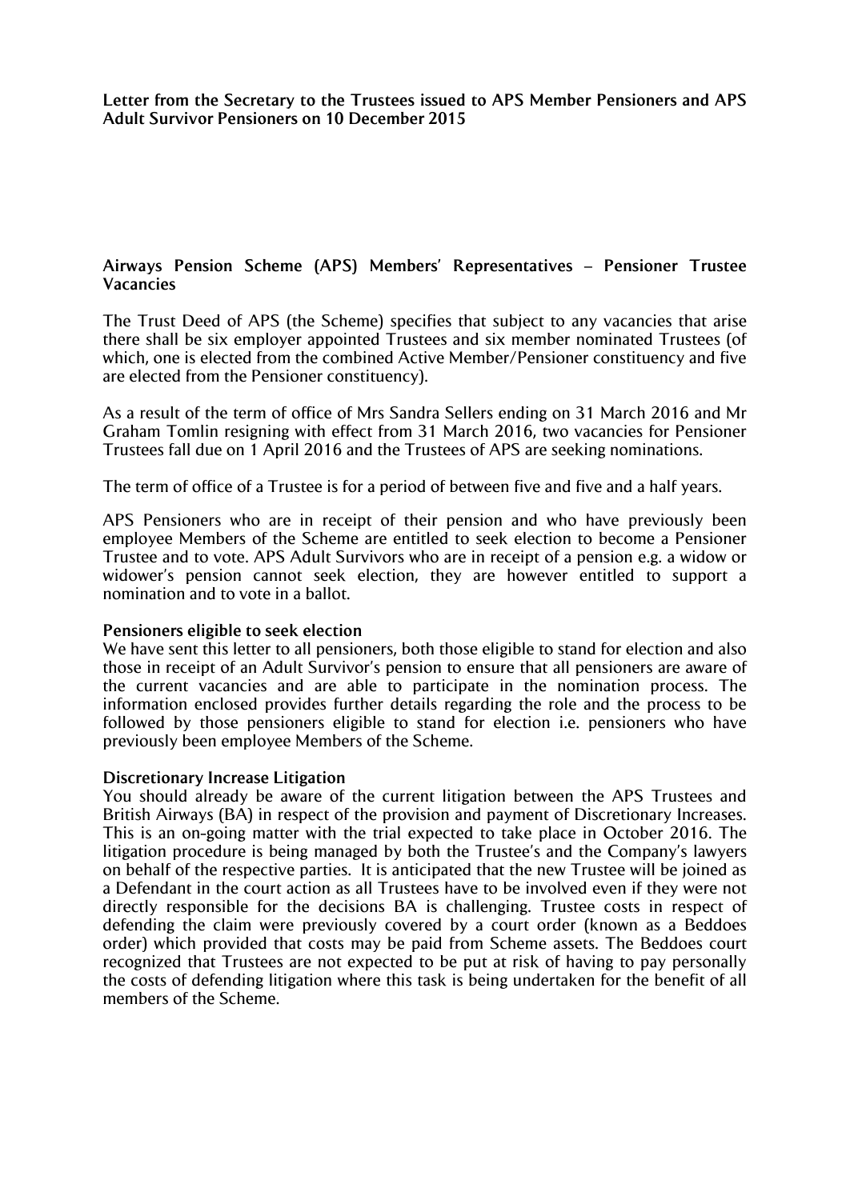**Letter from the Secretary to the Trustees issued to APS Member Pensioners and APS Adult Survivor Pensioners on 10 December 2015**

## Airways Pension Scheme (APS) Members' Representatives – Pensioner Trustee Vacancies

The Trust Deed of APS (the Scheme) specifies that subject to any vacancies that arise there shall be six employer appointed Trustees and six member nominated Trustees (of which, one is elected from the combined Active Member/Pensioner constituency and five are elected from the Pensioner constituency).

As a result of the term of office of Mrs Sandra Sellers ending on 31 March 2016 and Mr Graham Tomlin resigning with effect from 31 March 2016, two vacancies for Pensioner Trustees fall due on 1 April 2016 and the Trustees of APS are seeking nominations.

The term of office of a Trustee is for a period of between five and five and a half years.

APS Pensioners who are in receipt of their pension and who have previously been employee Members of the Scheme are entitled to seek election to become a Pensioner Trustee and to vote. APS Adult Survivors who are in receipt of a pension e.g. a widow or widower's pension cannot seek election, they are however entitled to support a nomination and to vote in a ballot.

### Pensioners eligible to seek election

We have sent this letter to all pensioners, both those eligible to stand for election and also those in receipt of an Adult Survivor's pension to ensure that all pensioners are aware of the current vacancies and are able to participate in the nomination process. The information enclosed provides further details regarding the role and the process to be followed by those pensioners eligible to stand for election i.e. pensioners who have previously been employee Members of the Scheme.

### Discretionary Increase Litigation

You should already be aware of the current litigation between the APS Trustees and British Airways (BA) in respect of the provision and payment of Discretionary Increases. This is an on-going matter with the trial expected to take place in October 2016. The litigation procedure is being managed by both the Trustee's and the Company's lawyers on behalf of the respective parties. It is anticipated that the new Trustee will be joined as a Defendant in the court action as all Trustees have to be involved even if they were not directly responsible for the decisions BA is challenging. Trustee costs in respect of defending the claim were previously covered by a court order (known as a Beddoes order) which provided that costs may be paid from Scheme assets. The Beddoes court recognized that Trustees are not expected to be put at risk of having to pay personally the costs of defending litigation where this task is being undertaken for the benefit of all members of the Scheme.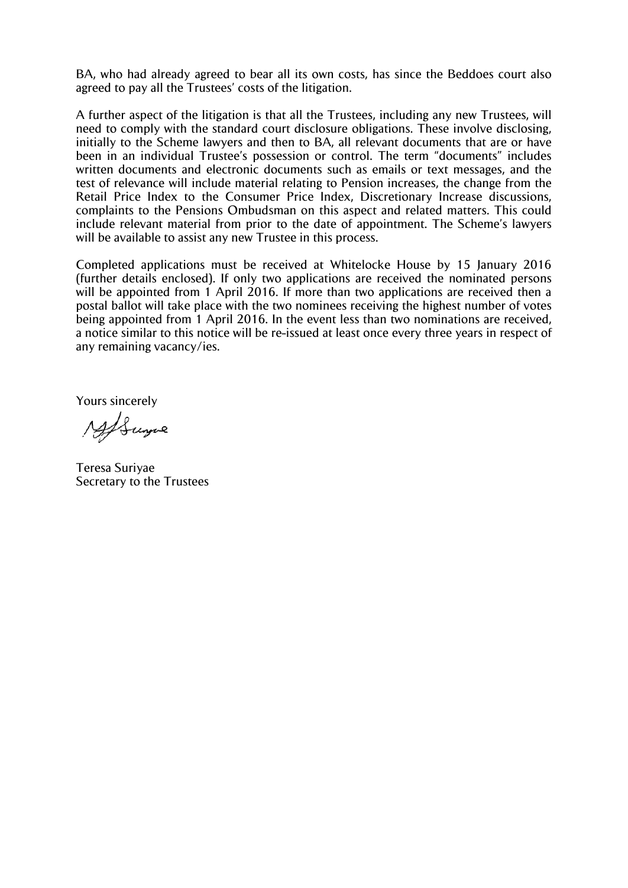BA, who had already agreed to bear all its own costs, has since the Beddoes court also agreed to pay all the Trustees' costs of the litigation.

A further aspect of the litigation is that all the Trustees, including any new Trustees, will need to comply with the standard court disclosure obligations. These involve disclosing, initially to the Scheme lawyers and then to BA, all relevant documents that are or have been in an individual Trustee's possession or control. The term "documents" includes written documents and electronic documents such as emails or text messages, and the test of relevance will include material relating to Pension increases, the change from the Retail Price Index to the Consumer Price Index, Discretionary Increase discussions, complaints to the Pensions Ombudsman on this aspect and related matters. This could include relevant material from prior to the date of appointment. The Scheme's lawyers will be available to assist any new Trustee in this process.

Completed applications must be received at Whitelocke House by 15 January 2016 (further details enclosed). If only two applications are received the nominated persons will be appointed from 1 April 2016. If more than two applications are received then a postal ballot will take place with the two nominees receiving the highest number of votes being appointed from 1 April 2016. In the event less than two nominations are received, a notice similar to this notice will be re-issued at least once every three years in respect of any remaining vacancy/ies.

Yours sincerely

Teresa Suriyae
Secretary to the Trustees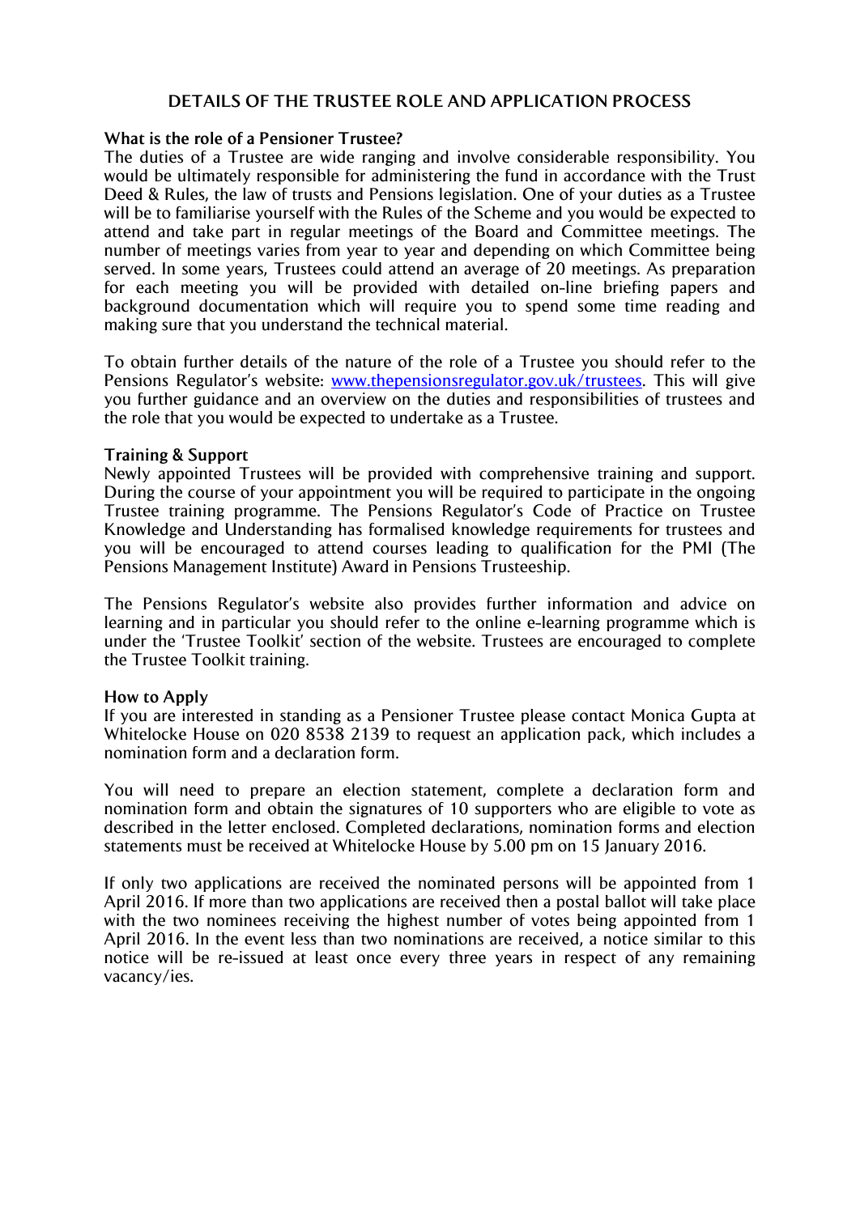## DETAILS OF THE TRUSTEE ROLE AND APPLICATION PROCESS

### What is the role of a Pensioner Trustee?

The duties of a Trustee are wide ranging and involve considerable responsibility. You would be ultimately responsible for administering the fund in accordance with the Trust Deed & Rules, the law of trusts and Pensions legislation. One of your duties as a Trustee will be to familiarise yourself with the Rules of the Scheme and you would be expected to attend and take part in regular meetings of the Board and Committee meetings. The number of meetings varies from year to year and depending on which Committee being served. In some years, Trustees could attend an average of 20 meetings. As preparation for each meeting you will be provided with detailed on-line briefing papers and background documentation which will require you to spend some time reading and making sure that you understand the technical material.

To obtain further details of the nature of the role of a Trustee you should refer to the Pensions Regulator's website: [www.thepensionsregulator.gov.uk/trustees](www.thepensionsregulator.gov.uk/trustees). This will give you further guidance and an overview on the duties and responsibilities of trustees and the role that you would be expected to undertake as a Trustee.

### Training & Support

Newly appointed Trustees will be provided with comprehensive training and support. During the course of your appointment you will be required to participate in the ongoing Trustee training programme. The Pensions Regulator's Code of Practice on Trustee Knowledge and Understanding has formalised knowledge requirements for trustees and you will be encouraged to attend courses leading to qualification for the PMI (The Pensions Management Institute) Award in Pensions Trusteeship.

The Pensions Regulator's website also provides further information and advice on learning and in particular you should refer to the online e-learning programme which is under the 'Trustee Toolkit' section of the website. Trustees are encouraged to complete the Trustee Toolkit training.

### How to Apply

If you are interested in standing as a Pensioner Trustee please contact Monica Gupta at Whitelocke House on 020 8538 2139 to request an application pack, which includes a nomination form and a declaration form.

You will need to prepare an election statement, complete a declaration form and nomination form and obtain the signatures of 10 supporters who are eligible to vote as described in the letter enclosed. Completed declarations, nomination forms and election statements must be received at Whitelocke House by 5.00 pm on 15 January 2016.

If only two applications are received the nominated persons will be appointed from 1 April 2016. If more than two applications are received then a postal ballot will take place with the two nominees receiving the highest number of votes being appointed from 1 April 2016. In the event less than two nominations are received, a notice similar to this notice will be re-issued at least once every three years in respect of any remaining vacancy/ies.